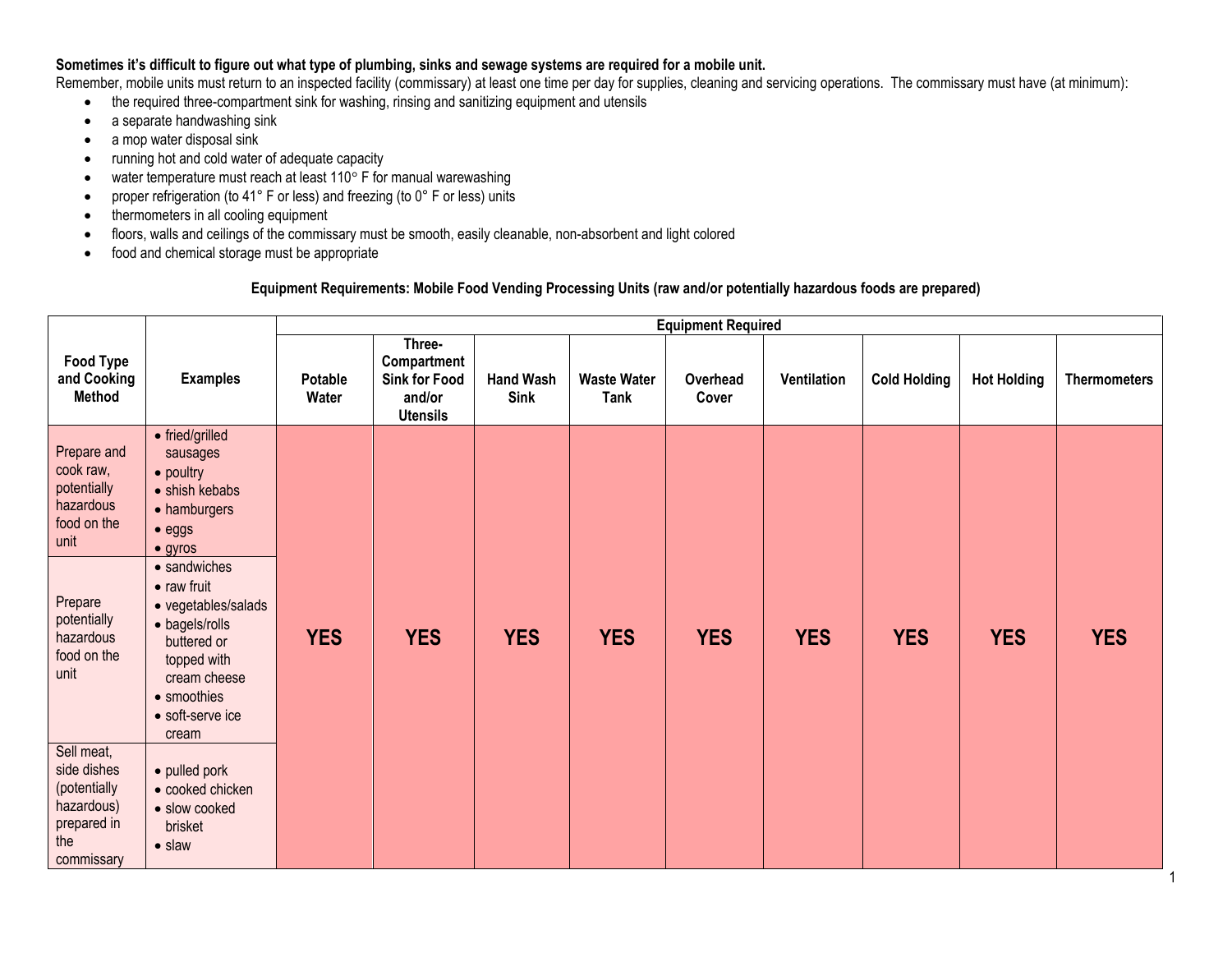**Sometimes it's difficult to figure out what type of plumbing, sinks and sewage systems are required for a mobile unit.**

Remember, mobile units must return to an inspected facility (commissary) at least one time per day for supplies, cleaning and servicing operations. The commissary must have (at minimum):

- the required three-compartment sink for washing, rinsing and sanitizing equipment and utensils
- a separate handwashing sink
- a mop water disposal sink
- running hot and cold water of adequate capacity
- water temperature must reach at least 110° F for manual warewashing
- proper refrigeration (to 41° F or less) and freezing (to 0° F or less) units
- thermometers in all cooling equipment
- floors, walls and ceilings of the commissary must be smooth, easily cleanable, non-absorbent and light colored
- food and chemical storage must be appropriate

**Equipment Requirements: Mobile Food Vending Processing Units (raw and/or potentially hazardous foods are prepared)**

| Food Type and Cooking Method | Examples | Equipment Required | | | | | | | | |
|---|---|---|---|---|---|---|---|---|---|---|
| | | Potable Water | Three-Compartment Sink for Food and/or Utensils | Hand Wash Sink | Waste Water Tank | Overhead Cover | Ventilation | Cold Holding | Hot Holding | Thermometers |
| Prepare and cook raw, potentially hazardous food on the unit | • fried/grilled sausages<br>• poultry<br>• shish kebabs<br>• hamburgers<br>• eggs<br>• gyros | YES | YES | YES | YES | YES | YES | YES | YES | YES |
| Prepare potentially hazardous food on the unit | • sandwiches<br>• raw fruit<br>• vegetables/salads<br>• bagels/rolls buttered or topped with cream cheese<br>• smoothies<br>• soft-serve ice cream | YES | YES | YES | YES | YES | YES | YES | YES | YES |
| Sell meat, side dishes (potentially hazardous) prepared in the commissary | • pulled pork<br>• cooked chicken<br>• slow cooked brisket<br>• slaw | YES | YES | YES | YES | YES | YES | YES | YES | YES |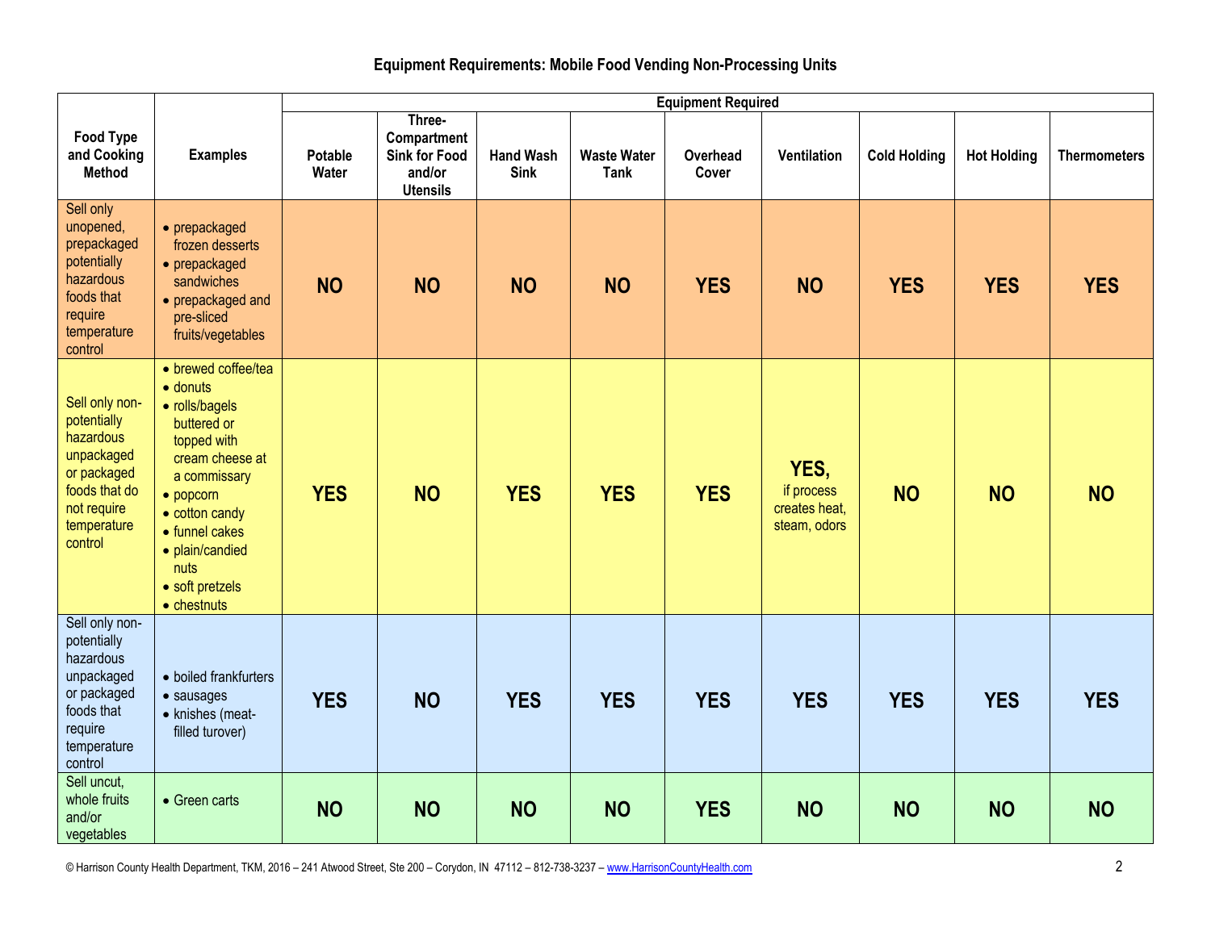### Equipment Requirements: Mobile Food Vending Non-Processing Units

| Food Type and Cooking Method | Examples | Equipment Required | | | | | | | | |
|---|---|---|---|---|---|---|---|---|---|---|
| | | Potable Water | Three-Compartment Sink for Food and/or Utensils | Hand Wash Sink | Waste Water Tank | Overhead Cover | Ventilation | Cold Holding | Hot Holding | Thermometers |
| Sell only unopened, prepackaged potentially hazardous foods that require temperature control | • prepackaged frozen desserts<br>• prepackaged sandwiches<br>• prepackaged and pre-sliced fruits/vegetables | **NO** | **NO** | **NO** | **NO** | **YES** | **NO** | **YES** | **YES** | **YES** |
| Sell only non-potentially hazardous unpackaged or packaged foods that do not require temperature control | • brewed coffee/tea<br>• donuts<br>• rolls/bagels buttered or topped with cream cheese at a commissary<br>• popcorn<br>• cotton candy<br>• funnel cakes<br>• plain/candied nuts<br>• soft pretzels<br>• chestnuts | **YES** | **NO** | **YES** | **YES** | **YES** | **YES,** if process creates heat, steam, odors | **NO** | **NO** | **NO** |
| Sell only non-potentially hazardous unpackaged or packaged foods that require temperature control | • boiled frankfurters<br>• sausages<br>• knishes (meat-filled turover) | **YES** | **NO** | **YES** | **YES** | **YES** | **YES** | **YES** | **YES** | **YES** |
| Sell uncut, whole fruits and/or vegetables | • Green carts | **NO** | **NO** | **NO** | **NO** | **YES** | **NO** | **NO** | **NO** | **NO** |

© Harrison County Health Department, TKM, 2016 – 241 Atwood Street, Ste 200 – Corydon, IN 47112 – 812-738-3237 – www.HarrisonCountyHealth.com